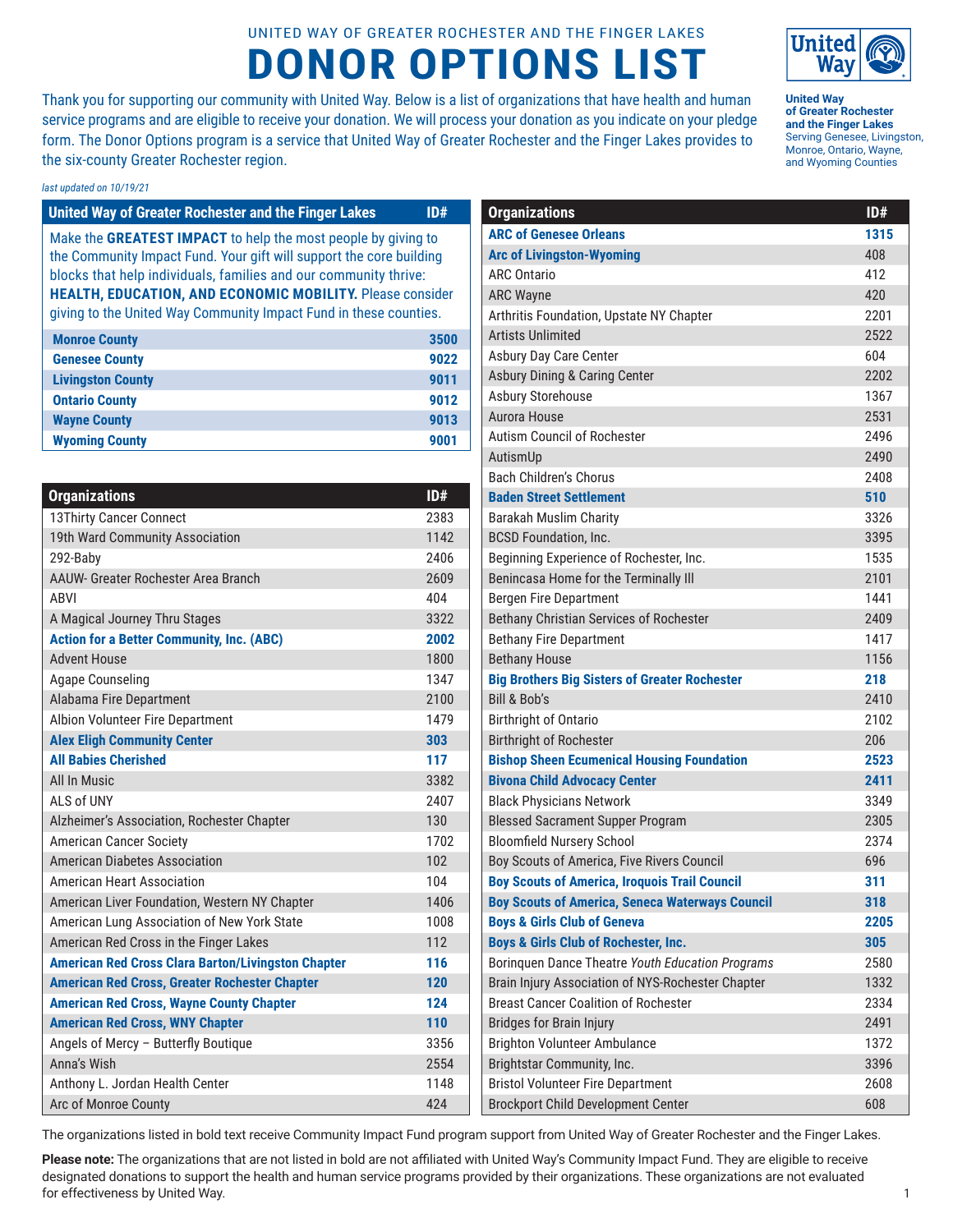UNITED WAY OF GREATER ROCHESTER AND THE FINGER LAKES

# DONOR OPTIONS LIST

**United Way of Greater Rochester and the Finger Lakes**
Serving Genesee, Livingston, Monroe, Ontario, Wayne, and Wyoming Counties

Thank you for supporting our community with United Way. Below is a list of organizations that have health and human service programs and are eligible to receive your donation. We will process your donation as you indicate on your pledge form. The Donor Options program is a service that United Way of Greater Rochester and the Finger Lakes provides to the six-county Greater Rochester region.

*last updated on 10/19/21*

| United Way of Greater Rochester and the Finger Lakes | ID# |
|---|---|
| Make the **GREATEST IMPACT** to help the most people by giving to the Community Impact Fund. Your gift will support the core building blocks that help individuals, families and our community thrive: **HEALTH, EDUCATION, AND ECONOMIC MOBILITY.** Please consider giving to the United Way Community Impact Fund in these counties. | |
| **Monroe County** | **3500** |
| **Genesee County** | **9022** |
| **Livingston County** | **9011** |
| **Ontario County** | **9012** |
| **Wayne County** | **9013** |
| **Wyoming County** | **9001** |

| Organizations | ID# |
|---|---|
| 13Thirty Cancer Connect | 2383 |
| 19th Ward Community Association | 1142 |
| 292-Baby | 2406 |
| AAUW- Greater Rochester Area Branch | 2609 |
| ABVI | 404 |
| A Magical Journey Thru Stages | 3322 |
| **Action for a Better Community, Inc. (ABC)** | **2002** |
| Advent House | 1800 |
| Agape Counseling | 1347 |
| Alabama Fire Department | 2100 |
| Albion Volunteer Fire Department | 1479 |
| **Alex Eligh Community Center** | **303** |
| **All Babies Cherished** | **117** |
| All In Music | 3382 |
| ALS of UNY | 2407 |
| Alzheimer's Association, Rochester Chapter | 130 |
| American Cancer Society | 1702 |
| American Diabetes Association | 102 |
| American Heart Association | 104 |
| American Liver Foundation, Western NY Chapter | 1406 |
| American Lung Association of New York State | 1008 |
| American Red Cross in the Finger Lakes | 112 |
| **American Red Cross Clara Barton/Livingston Chapter** | **116** |
| **American Red Cross, Greater Rochester Chapter** | **120** |
| **American Red Cross, Wayne County Chapter** | **124** |
| **American Red Cross, WNY Chapter** | **110** |
| Angels of Mercy – Butterfly Boutique | 3356 |
| Anna's Wish | 2554 |
| Anthony L. Jordan Health Center | 1148 |
| Arc of Monroe County | 424 |
| **ARC of Genesee Orleans** | **1315** |
| **Arc of Livingston-Wyoming** | 408 |
| ARC Ontario | 412 |
| ARC Wayne | 420 |
| Arthritis Foundation, Upstate NY Chapter | 2201 |
| Artists Unlimited | 2522 |
| Asbury Day Care Center | 604 |
| Asbury Dining & Caring Center | 2202 |
| Asbury Storehouse | 1367 |
| Aurora House | 2531 |
| Autism Council of Rochester | 2496 |
| AutismUp | 2490 |
| Bach Children's Chorus | 2408 |
| **Baden Street Settlement** | **510** |
| Barakah Muslim Charity | 3326 |
| BCSD Foundation, Inc. | 3395 |
| Beginning Experience of Rochester, Inc. | 1535 |
| Benincasa Home for the Terminally Ill | 2101 |
| Bergen Fire Department | 1441 |
| Bethany Christian Services of Rochester | 2409 |
| Bethany Fire Department | 1417 |
| Bethany House | 1156 |
| **Big Brothers Big Sisters of Greater Rochester** | **218** |
| Bill & Bob's | 2410 |
| Birthright of Ontario | 2102 |
| Birthright of Rochester | 206 |
| **Bishop Sheen Ecumenical Housing Foundation** | **2523** |
| **Bivona Child Advocacy Center** | **2411** |
| Black Physicians Network | 3349 |
| Blessed Sacrament Supper Program | 2305 |
| Bloomfield Nursery School | 2374 |
| Boy Scouts of America, Five Rivers Council | 696 |
| **Boy Scouts of America, Iroquois Trail Council** | **311** |
| **Boy Scouts of America, Seneca Waterways Council** | **318** |
| **Boys & Girls Club of Geneva** | **2205** |
| **Boys & Girls Club of Rochester, Inc.** | **305** |
| Borinquen Dance Theatre *Youth Education Programs* | 2580 |
| Brain Injury Association of NYS-Rochester Chapter | 1332 |
| Breast Cancer Coalition of Rochester | 2334 |
| Bridges for Brain Injury | 2491 |
| Brighton Volunteer Ambulance | 1372 |
| Brightstar Community, Inc. | 3396 |
| Bristol Volunteer Fire Department | 2608 |
| Brockport Child Development Center | 608 |

The organizations listed in bold text receive Community Impact Fund program support from United Way of Greater Rochester and the Finger Lakes.

**Please note:** The organizations that are not listed in bold are not affiliated with United Way's Community Impact Fund. They are eligible to receive designated donations to support the health and human service programs provided by their organizations. These organizations are not evaluated for effectiveness by United Way.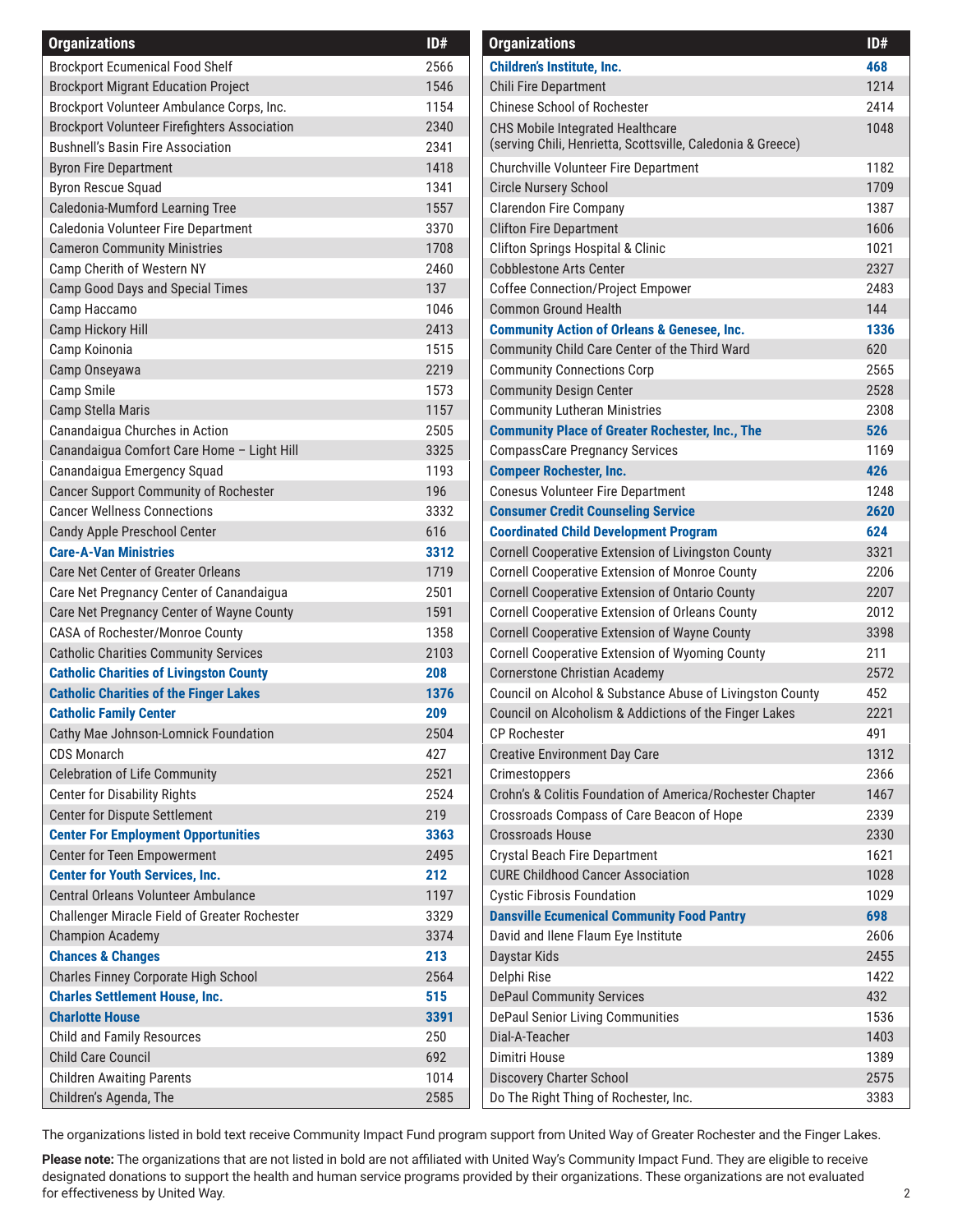| Organizations | ID# |
|---|---|
| Brockport Ecumenical Food Shelf | 2566 |
| Brockport Migrant Education Project | 1546 |
| Brockport Volunteer Ambulance Corps, Inc. | 1154 |
| Brockport Volunteer Firefighters Association | 2340 |
| Bushnell's Basin Fire Association | 2341 |
| Byron Fire Department | 1418 |
| Byron Rescue Squad | 1341 |
| Caledonia-Mumford Learning Tree | 1557 |
| Caledonia Volunteer Fire Department | 3370 |
| Cameron Community Ministries | 1708 |
| Camp Cherith of Western NY | 2460 |
| Camp Good Days and Special Times | 137 |
| Camp Haccamo | 1046 |
| Camp Hickory Hill | 2413 |
| Camp Koinonia | 1515 |
| Camp Onseyawa | 2219 |
| Camp Smile | 1573 |
| Camp Stella Maris | 1157 |
| Canandaigua Churches in Action | 2505 |
| Canandaigua Comfort Care Home – Light Hill | 3325 |
| Canandaigua Emergency Squad | 1193 |
| Cancer Support Community of Rochester | 196 |
| Cancer Wellness Connections | 3332 |
| Candy Apple Preschool Center | 616 |
| **Care-A-Van Ministries** | **3312** |
| Care Net Center of Greater Orleans | 1719 |
| Care Net Pregnancy Center of Canandaigua | 2501 |
| Care Net Pregnancy Center of Wayne County | 1591 |
| CASA of Rochester/Monroe County | 1358 |
| Catholic Charities Community Services | 2103 |
| **Catholic Charities of Livingston County** | **208** |
| **Catholic Charities of the Finger Lakes** | **1376** |
| **Catholic Family Center** | **209** |
| Cathy Mae Johnson-Lomnick Foundation | 2504 |
| CDS Monarch | 427 |
| Celebration of Life Community | 2521 |
| Center for Disability Rights | 2524 |
| Center for Dispute Settlement | 219 |
| **Center For Employment Opportunities** | **3363** |
| Center for Teen Empowerment | 2495 |
| **Center for Youth Services, Inc.** | **212** |
| Central Orleans Volunteer Ambulance | 1197 |
| Challenger Miracle Field of Greater Rochester | 3329 |
| Champion Academy | 3374 |
| **Chances & Changes** | **213** |
| Charles Finney Corporate High School | 2564 |
| **Charles Settlement House, Inc.** | **515** |
| **Charlotte House** | **3391** |
| Child and Family Resources | 250 |
| Child Care Council | 692 |
| Children Awaiting Parents | 1014 |
| Children's Agenda, The | 2585 |
| **Children's Institute, Inc.** | **468** |
| Chili Fire Department | 1214 |
| Chinese School of Rochester | 2414 |
| CHS Mobile Integrated Healthcare (serving Chili, Henrietta, Scottsville, Caledonia & Greece) | 1048 |
| Churchville Volunteer Fire Department | 1182 |
| Circle Nursery School | 1709 |
| Clarendon Fire Company | 1387 |
| Clifton Fire Department | 1606 |
| Clifton Springs Hospital & Clinic | 1021 |
| Cobblestone Arts Center | 2327 |
| Coffee Connection/Project Empower | 2483 |
| Common Ground Health | 144 |
| **Community Action of Orleans & Genesee, Inc.** | **1336** |
| Community Child Care Center of the Third Ward | 620 |
| Community Connections Corp | 2565 |
| Community Design Center | 2528 |
| Community Lutheran Ministries | 2308 |
| **Community Place of Greater Rochester, Inc., The** | **526** |
| CompassCare Pregnancy Services | 1169 |
| **Compeer Rochester, Inc.** | **426** |
| Conesus Volunteer Fire Department | 1248 |
| **Consumer Credit Counseling Service** | **2620** |
| **Coordinated Child Development Program** | **624** |
| Cornell Cooperative Extension of Livingston County | 3321 |
| Cornell Cooperative Extension of Monroe County | 2206 |
| Cornell Cooperative Extension of Ontario County | 2207 |
| Cornell Cooperative Extension of Orleans County | 2012 |
| Cornell Cooperative Extension of Wayne County | 3398 |
| Cornell Cooperative Extension of Wyoming County | 211 |
| Cornerstone Christian Academy | 2572 |
| Council on Alcohol & Substance Abuse of Livingston County | 452 |
| Council on Alcoholism & Addictions of the Finger Lakes | 2221 |
| CP Rochester | 491 |
| Creative Environment Day Care | 1312 |
| Crimestoppers | 2366 |
| Crohn's & Colitis Foundation of America/Rochester Chapter | 1467 |
| Crossroads Compass of Care Beacon of Hope | 2339 |
| Crossroads House | 2330 |
| Crystal Beach Fire Department | 1621 |
| CURE Childhood Cancer Association | 1028 |
| Cystic Fibrosis Foundation | 1029 |
| **Dansville Ecumenical Community Food Pantry** | **698** |
| David and Ilene Flaum Eye Institute | 2606 |
| Daystar Kids | 2455 |
| Delphi Rise | 1422 |
| DePaul Community Services | 432 |
| DePaul Senior Living Communities | 1536 |
| Dial-A-Teacher | 1403 |
| Dimitri House | 1389 |
| Discovery Charter School | 2575 |
| Do The Right Thing of Rochester, Inc. | 3383 |

The organizations listed in bold text receive Community Impact Fund program support from United Way of Greater Rochester and the Finger Lakes.

**Please note:** The organizations that are not listed in bold are not affiliated with United Way's Community Impact Fund. They are eligible to receive designated donations to support the health and human service programs provided by their organizations. These organizations are not evaluated for effectiveness by United Way.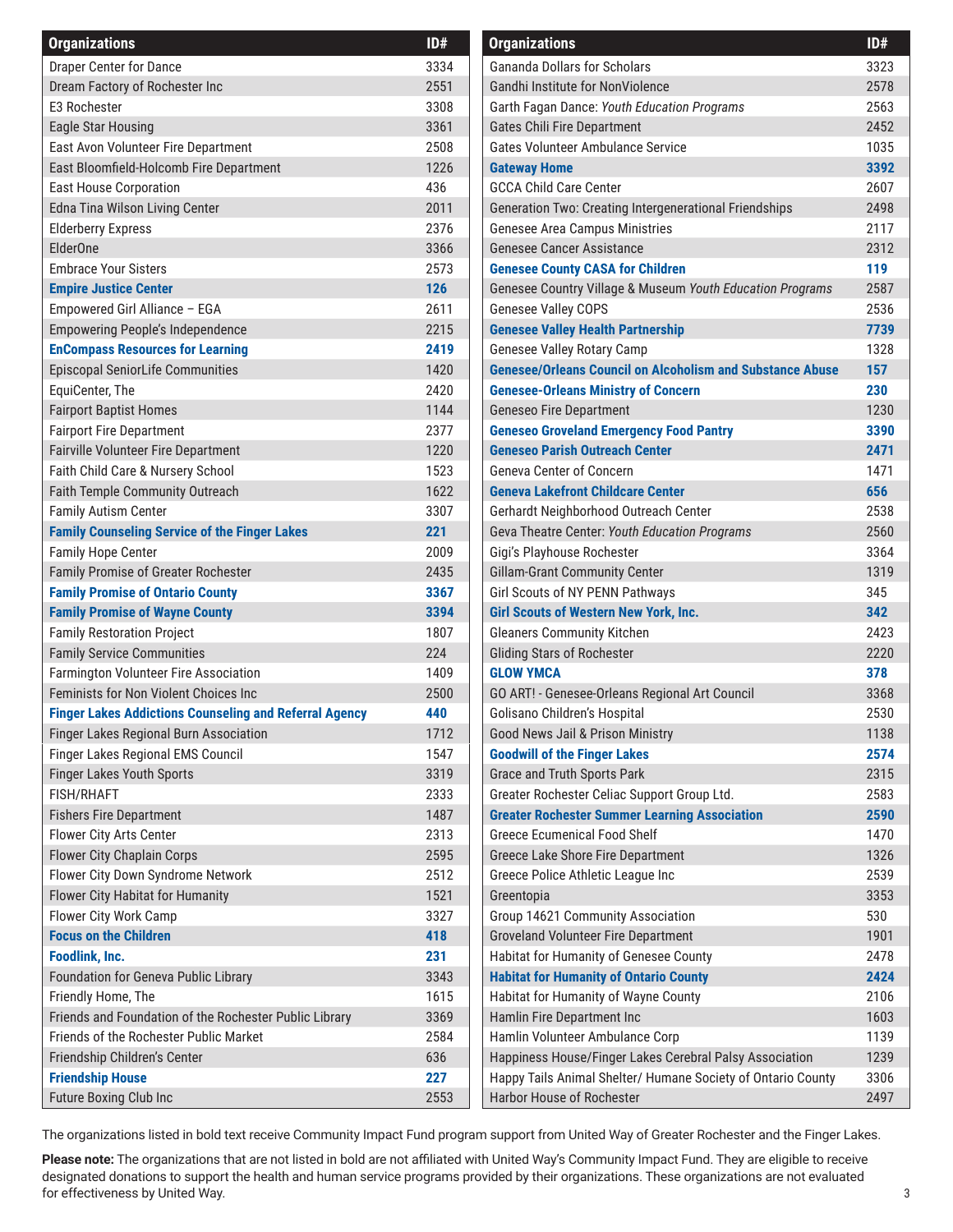| Organizations | ID# |
|---|---|
| Draper Center for Dance | 3334 |
| Dream Factory of Rochester Inc | 2551 |
| E3 Rochester | 3308 |
| Eagle Star Housing | 3361 |
| East Avon Volunteer Fire Department | 2508 |
| East Bloomfield-Holcomb Fire Department | 1226 |
| East House Corporation | 436 |
| Edna Tina Wilson Living Center | 2011 |
| Elderberry Express | 2376 |
| ElderOne | 3366 |
| Embrace Your Sisters | 2573 |
| **Empire Justice Center** | **126** |
| Empowered Girl Alliance – EGA | 2611 |
| Empowering People's Independence | 2215 |
| **EnCompass Resources for Learning** | **2419** |
| Episcopal SeniorLife Communities | 1420 |
| EquiCenter, The | 2420 |
| Fairport Baptist Homes | 1144 |
| Fairport Fire Department | 2377 |
| Fairville Volunteer Fire Department | 1220 |
| Faith Child Care & Nursery School | 1523 |
| Faith Temple Community Outreach | 1622 |
| Family Autism Center | 3307 |
| **Family Counseling Service of the Finger Lakes** | **221** |
| Family Hope Center | 2009 |
| Family Promise of Greater Rochester | 2435 |
| **Family Promise of Ontario County** | **3367** |
| **Family Promise of Wayne County** | **3394** |
| Family Restoration Project | 1807 |
| Family Service Communities | 224 |
| Farmington Volunteer Fire Association | 1409 |
| Feminists for Non Violent Choices Inc | 2500 |
| **Finger Lakes Addictions Counseling and Referral Agency** | **440** |
| Finger Lakes Regional Burn Association | 1712 |
| Finger Lakes Regional EMS Council | 1547 |
| Finger Lakes Youth Sports | 3319 |
| FISH/RHAFT | 2333 |
| Fishers Fire Department | 1487 |
| Flower City Arts Center | 2313 |
| Flower City Chaplain Corps | 2595 |
| Flower City Down Syndrome Network | 2512 |
| Flower City Habitat for Humanity | 1521 |
| Flower City Work Camp | 3327 |
| **Focus on the Children** | **418** |
| **Foodlink, Inc.** | **231** |
| Foundation for Geneva Public Library | 3343 |
| Friendly Home, The | 1615 |
| Friends and Foundation of the Rochester Public Library | 3369 |
| Friends of the Rochester Public Market | 2584 |
| Friendship Children's Center | 636 |
| **Friendship House** | **227** |
| Future Boxing Club Inc | 2553 |
| Gananda Dollars for Scholars | 3323 |
| Gandhi Institute for NonViolence | 2578 |
| Garth Fagan Dance: *Youth Education Programs* | 2563 |
| Gates Chili Fire Department | 2452 |
| Gates Volunteer Ambulance Service | 1035 |
| **Gateway Home** | **3392** |
| GCCA Child Care Center | 2607 |
| Generation Two: Creating Intergenerational Friendships | 2498 |
| Genesee Area Campus Ministries | 2117 |
| Genesee Cancer Assistance | 2312 |
| **Genesee County CASA for Children** | **119** |
| Genesee Country Village & Museum *Youth Education Programs* | 2587 |
| Genesee Valley COPS | 2536 |
| **Genesee Valley Health Partnership** | **7739** |
| Genesee Valley Rotary Camp | 1328 |
| **Genesee/Orleans Council on Alcoholism and Substance Abuse** | **157** |
| **Genesee-Orleans Ministry of Concern** | **230** |
| Geneseo Fire Department | 1230 |
| **Geneseo Groveland Emergency Food Pantry** | **3390** |
| **Geneseo Parish Outreach Center** | **2471** |
| Geneva Center of Concern | 1471 |
| **Geneva Lakefront Childcare Center** | **656** |
| Gerhardt Neighborhood Outreach Center | 2538 |
| Geva Theatre Center: *Youth Education Programs* | 2560 |
| Gigi's Playhouse Rochester | 3364 |
| Gillam-Grant Community Center | 1319 |
| Girl Scouts of NY PENN Pathways | 345 |
| **Girl Scouts of Western New York, Inc.** | **342** |
| Gleaners Community Kitchen | 2423 |
| Gliding Stars of Rochester | 2220 |
| **GLOW YMCA** | **378** |
| GO ART! - Genesee-Orleans Regional Art Council | 3368 |
| Golisano Children's Hospital | 2530 |
| Good News Jail & Prison Ministry | 1138 |
| **Goodwill of the Finger Lakes** | **2574** |
| Grace and Truth Sports Park | 2315 |
| Greater Rochester Celiac Support Group Ltd. | 2583 |
| **Greater Rochester Summer Learning Association** | **2590** |
| Greece Ecumenical Food Shelf | 1470 |
| Greece Lake Shore Fire Department | 1326 |
| Greece Police Athletic League Inc | 2539 |
| Greentopia | 3353 |
| Group 14621 Community Association | 530 |
| Groveland Volunteer Fire Department | 1901 |
| Habitat for Humanity of Genesee County | 2478 |
| **Habitat for Humanity of Ontario County** | **2424** |
| Habitat for Humanity of Wayne County | 2106 |
| Hamlin Fire Department Inc | 1603 |
| Hamlin Volunteer Ambulance Corp | 1139 |
| Happiness House/Finger Lakes Cerebral Palsy Association | 1239 |
| Happy Tails Animal Shelter/ Humane Society of Ontario County | 3306 |
| Harbor House of Rochester | 2497 |

The organizations listed in bold text receive Community Impact Fund program support from United Way of Greater Rochester and the Finger Lakes.

**Please note:** The organizations that are not listed in bold are not affiliated with United Way's Community Impact Fund. They are eligible to receive designated donations to support the health and human service programs provided by their organizations. These organizations are not evaluated for effectiveness by United Way.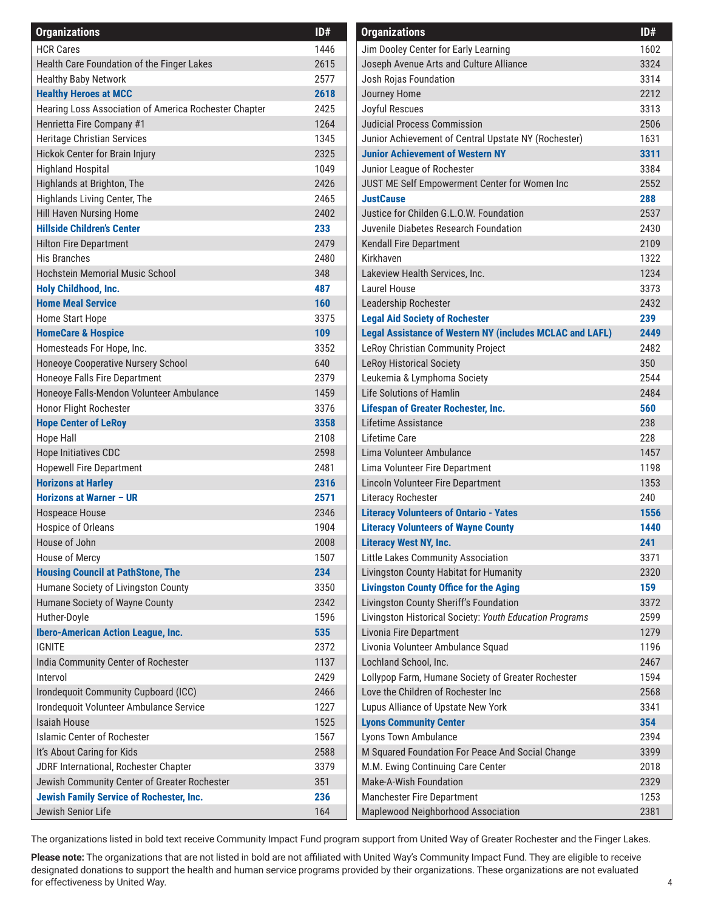| Organizations | ID# |
|---|---|
| HCR Cares | 1446 |
| Health Care Foundation of the Finger Lakes | 2615 |
| Healthy Baby Network | 2577 |
| **Healthy Heroes at MCC** | **2618** |
| Hearing Loss Association of America Rochester Chapter | 2425 |
| Henrietta Fire Company #1 | 1264 |
| Heritage Christian Services | 1345 |
| Hickok Center for Brain Injury | 2325 |
| Highland Hospital | 1049 |
| Highlands at Brighton, The | 2426 |
| Highlands Living Center, The | 2465 |
| Hill Haven Nursing Home | 2402 |
| **Hillside Children's Center** | **233** |
| Hilton Fire Department | 2479 |
| His Branches | 2480 |
| Hochstein Memorial Music School | 348 |
| **Holy Childhood, Inc.** | **487** |
| **Home Meal Service** | **160** |
| Home Start Hope | 3375 |
| **HomeCare & Hospice** | **109** |
| Homesteads For Hope, Inc. | 3352 |
| Honeoye Cooperative Nursery School | 640 |
| Honeoye Falls Fire Department | 2379 |
| Honeoye Falls-Mendon Volunteer Ambulance | 1459 |
| Honor Flight Rochester | 3376 |
| **Hope Center of LeRoy** | **3358** |
| Hope Hall | 2108 |
| Hope Initiatives CDC | 2598 |
| Hopewell Fire Department | 2481 |
| **Horizons at Harley** | **2316** |
| **Horizons at Warner – UR** | **2571** |
| Hospeace House | 2346 |
| Hospice of Orleans | 1904 |
| House of John | 2008 |
| House of Mercy | 1507 |
| **Housing Council at PathStone, The** | **234** |
| Humane Society of Livingston County | 3350 |
| Humane Society of Wayne County | 2342 |
| Huther-Doyle | 1596 |
| **Ibero-American Action League, Inc.** | **535** |
| IGNITE | 2372 |
| India Community Center of Rochester | 1137 |
| Intervol | 2429 |
| Irondequoit Community Cupboard (ICC) | 2466 |
| Irondequoit Volunteer Ambulance Service | 1227 |
| Isaiah House | 1525 |
| Islamic Center of Rochester | 1567 |
| It's About Caring for Kids | 2588 |
| JDRF International, Rochester Chapter | 3379 |
| Jewish Community Center of Greater Rochester | 351 |
| **Jewish Family Service of Rochester, Inc.** | **236** |
| Jewish Senior Life | 164 |
| Jim Dooley Center for Early Learning | 1602 |
| Joseph Avenue Arts and Culture Alliance | 3324 |
| Josh Rojas Foundation | 3314 |
| Journey Home | 2212 |
| Joyful Rescues | 3313 |
| Judicial Process Commission | 2506 |
| Junior Achievement of Central Upstate NY (Rochester) | 1631 |
| **Junior Achievement of Western NY** | **3311** |
| Junior League of Rochester | 3384 |
| JUST ME Self Empowerment Center for Women Inc | 2552 |
| **JustCause** | **288** |
| Justice for Childen G.L.O.W. Foundation | 2537 |
| Juvenile Diabetes Research Foundation | 2430 |
| Kendall Fire Department | 2109 |
| Kirkhaven | 1322 |
| Lakeview Health Services, Inc. | 1234 |
| Laurel House | 3373 |
| Leadership Rochester | 2432 |
| **Legal Aid Society of Rochester** | **239** |
| **Legal Assistance of Western NY (includes MCLAC and LAFL)** | **2449** |
| LeRoy Christian Community Project | 2482 |
| LeRoy Historical Society | 350 |
| Leukemia & Lymphoma Society | 2544 |
| Life Solutions of Hamlin | 2484 |
| **Lifespan of Greater Rochester, Inc.** | **560** |
| Lifetime Assistance | 238 |
| Lifetime Care | 228 |
| Lima Volunteer Ambulance | 1457 |
| Lima Volunteer Fire Department | 1198 |
| Lincoln Volunteer Fire Department | 1353 |
| Literacy Rochester | 240 |
| **Literacy Volunteers of Ontario - Yates** | **1556** |
| **Literacy Volunteers of Wayne County** | **1440** |
| **Literacy West NY, Inc.** | **241** |
| Little Lakes Community Association | 3371 |
| Livingston County Habitat for Humanity | 2320 |
| **Livingston County Office for the Aging** | **159** |
| Livingston County Sheriff's Foundation | 3372 |
| Livingston Historical Society: *Youth Education Programs* | 2599 |
| Livonia Fire Department | 1279 |
| Livonia Volunteer Ambulance Squad | 1196 |
| Lochland School, Inc. | 2467 |
| Lollypop Farm, Humane Society of Greater Rochester | 1594 |
| Love the Children of Rochester Inc | 2568 |
| Lupus Alliance of Upstate New York | 3341 |
| **Lyons Community Center** | **354** |
| Lyons Town Ambulance | 2394 |
| M Squared Foundation For Peace And Social Change | 3399 |
| M.M. Ewing Continuing Care Center | 2018 |
| Make-A-Wish Foundation | 2329 |
| Manchester Fire Department | 1253 |
| Maplewood Neighborhood Association | 2381 |

The organizations listed in bold text receive Community Impact Fund program support from United Way of Greater Rochester and the Finger Lakes.

**Please note:** The organizations that are not listed in bold are not affiliated with United Way's Community Impact Fund. They are eligible to receive designated donations to support the health and human service programs provided by their organizations. These organizations are not evaluated for effectiveness by United Way.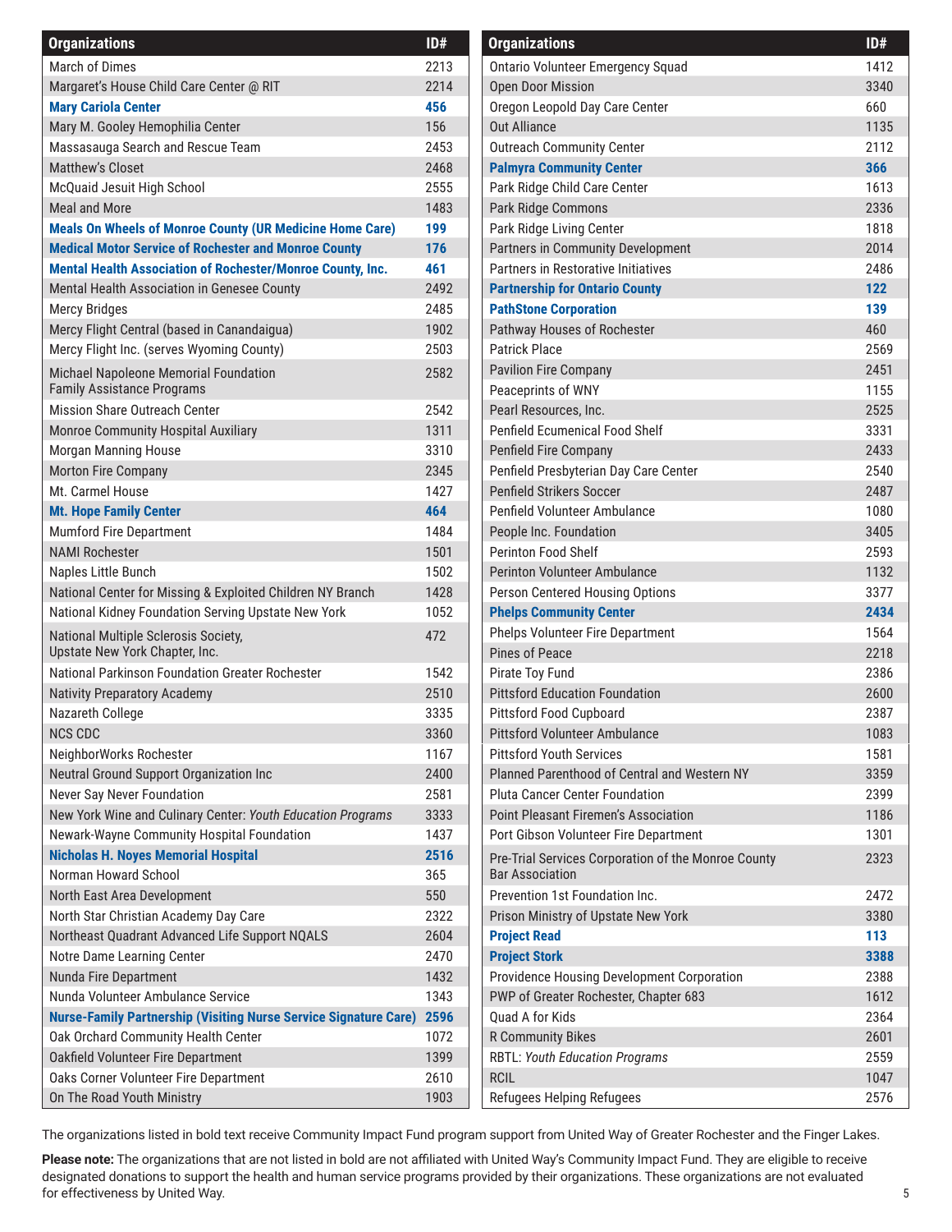| Organizations | ID# |
|---|---|
| March of Dimes | 2213 |
| Margaret's House Child Care Center @ RIT | 2214 |
| **Mary Cariola Center** | **456** |
| Mary M. Gooley Hemophilia Center | 156 |
| Massasauga Search and Rescue Team | 2453 |
| Matthew's Closet | 2468 |
| McQuaid Jesuit High School | 2555 |
| Meal and More | 1483 |
| **Meals On Wheels of Monroe County (UR Medicine Home Care)** | **199** |
| **Medical Motor Service of Rochester and Monroe County** | **176** |
| **Mental Health Association of Rochester/Monroe County, Inc.** | **461** |
| Mental Health Association in Genesee County | 2492 |
| Mercy Bridges | 2485 |
| Mercy Flight Central (based in Canandaigua) | 1902 |
| Mercy Flight Inc. (serves Wyoming County) | 2503 |
| Michael Napoleone Memorial Foundation Family Assistance Programs | 2582 |
| Mission Share Outreach Center | 2542 |
| Monroe Community Hospital Auxiliary | 1311 |
| Morgan Manning House | 3310 |
| Morton Fire Company | 2345 |
| Mt. Carmel House | 1427 |
| **Mt. Hope Family Center** | **464** |
| Mumford Fire Department | 1484 |
| NAMI Rochester | 1501 |
| Naples Little Bunch | 1502 |
| National Center for Missing & Exploited Children NY Branch | 1428 |
| National Kidney Foundation Serving Upstate New York | 1052 |
| National Multiple Sclerosis Society, Upstate New York Chapter, Inc. | 472 |
| National Parkinson Foundation Greater Rochester | 1542 |
| Nativity Preparatory Academy | 2510 |
| Nazareth College | 3335 |
| NCS CDC | 3360 |
| NeighborWorks Rochester | 1167 |
| Neutral Ground Support Organization Inc | 2400 |
| Never Say Never Foundation | 2581 |
| New York Wine and Culinary Center: *Youth Education Programs* | 3333 |
| Newark-Wayne Community Hospital Foundation | 1437 |
| **Nicholas H. Noyes Memorial Hospital** | **2516** |
| Norman Howard School | 365 |
| North East Area Development | 550 |
| North Star Christian Academy Day Care | 2322 |
| Northeast Quadrant Advanced Life Support NQALS | 2604 |
| Notre Dame Learning Center | 2470 |
| Nunda Fire Department | 1432 |
| Nunda Volunteer Ambulance Service | 1343 |
| **Nurse-Family Partnership (Visiting Nurse Service Signature Care)** | **2596** |
| Oak Orchard Community Health Center | 1072 |
| Oakfield Volunteer Fire Department | 1399 |
| Oaks Corner Volunteer Fire Department | 2610 |
| On The Road Youth Ministry | 1903 |
| Ontario Volunteer Emergency Squad | 1412 |
| Open Door Mission | 3340 |
| Oregon Leopold Day Care Center | 660 |
| Out Alliance | 1135 |
| Outreach Community Center | 2112 |
| **Palmyra Community Center** | **366** |
| Park Ridge Child Care Center | 1613 |
| Park Ridge Commons | 2336 |
| Park Ridge Living Center | 1818 |
| Partners in Community Development | 2014 |
| Partners in Restorative Initiatives | 2486 |
| **Partnership for Ontario County** | **122** |
| **PathStone Corporation** | **139** |
| Pathway Houses of Rochester | 460 |
| Patrick Place | 2569 |
| Pavilion Fire Company | 2451 |
| Peaceprints of WNY | 1155 |
| Pearl Resources, Inc. | 2525 |
| Penfield Ecumenical Food Shelf | 3331 |
| Penfield Fire Company | 2433 |
| Penfield Presbyterian Day Care Center | 2540 |
| Penfield Strikers Soccer | 2487 |
| Penfield Volunteer Ambulance | 1080 |
| People Inc. Foundation | 3405 |
| Perinton Food Shelf | 2593 |
| Perinton Volunteer Ambulance | 1132 |
| Person Centered Housing Options | 3377 |
| **Phelps Community Center** | **2434** |
| Phelps Volunteer Fire Department | 1564 |
| Pines of Peace | 2218 |
| Pirate Toy Fund | 2386 |
| Pittsford Education Foundation | 2600 |
| Pittsford Food Cupboard | 2387 |
| Pittsford Volunteer Ambulance | 1083 |
| Pittsford Youth Services | 1581 |
| Planned Parenthood of Central and Western NY | 3359 |
| Pluta Cancer Center Foundation | 2399 |
| Point Pleasant Firemen's Association | 1186 |
| Port Gibson Volunteer Fire Department | 1301 |
| Pre-Trial Services Corporation of the Monroe County Bar Association | 2323 |
| Prevention 1st Foundation Inc. | 2472 |
| Prison Ministry of Upstate New York | 3380 |
| **Project Read** | **113** |
| **Project Stork** | **3388** |
| Providence Housing Development Corporation | 2388 |
| PWP of Greater Rochester, Chapter 683 | 1612 |
| Quad A for Kids | 2364 |
| R Community Bikes | 2601 |
| RBTL: *Youth Education Programs* | 2559 |
| RCIL | 1047 |
| Refugees Helping Refugees | 2576 |

The organizations listed in bold text receive Community Impact Fund program support from United Way of Greater Rochester and the Finger Lakes.

**Please note:** The organizations that are not listed in bold are not affiliated with United Way's Community Impact Fund. They are eligible to receive designated donations to support the health and human service programs provided by their organizations. These organizations are not evaluated for effectiveness by United Way.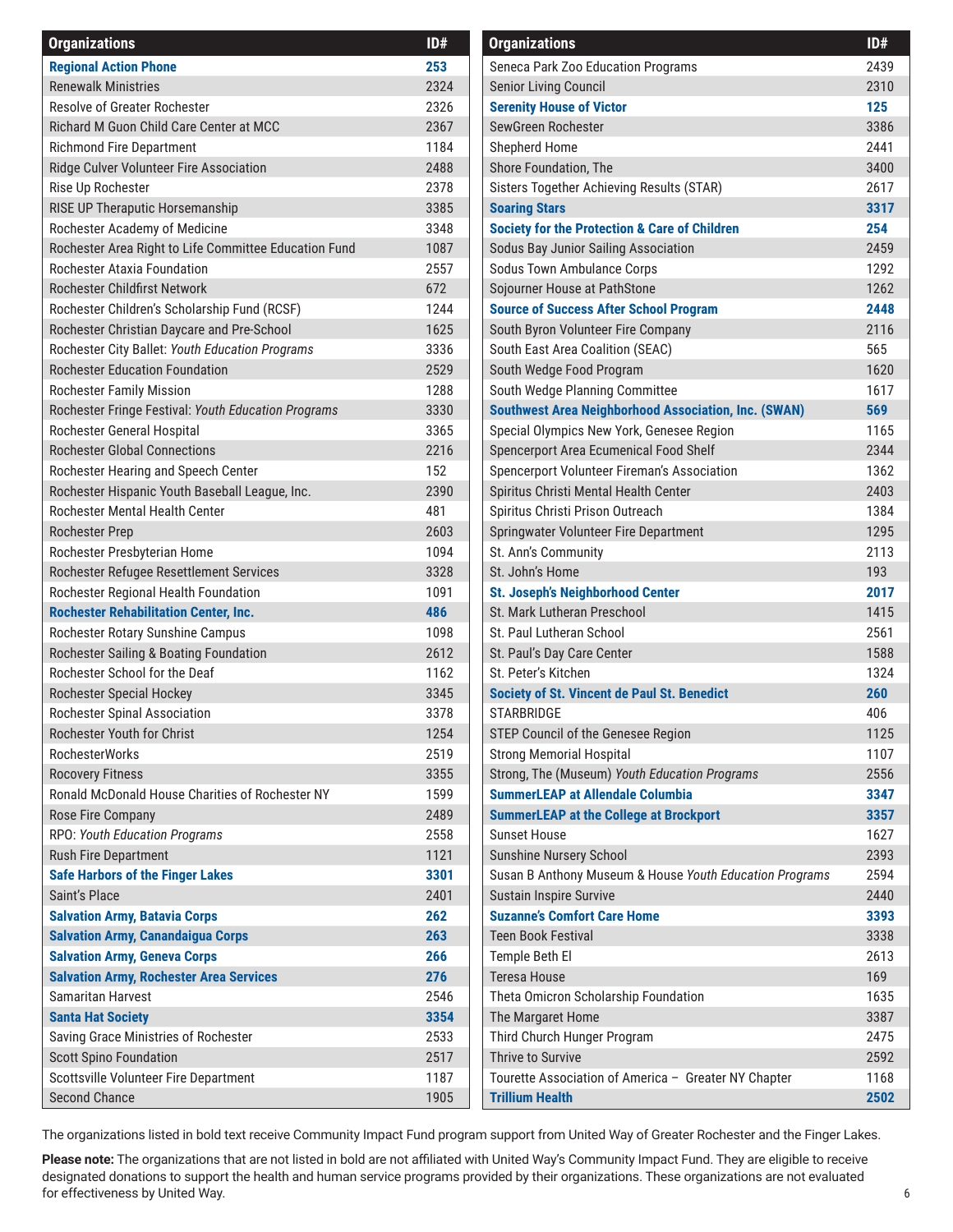| Organizations | ID# |
|---|---|
| **Regional Action Phone** | **253** |
| Renewalk Ministries | 2324 |
| Resolve of Greater Rochester | 2326 |
| Richard M Guon Child Care Center at MCC | 2367 |
| Richmond Fire Department | 1184 |
| Ridge Culver Volunteer Fire Association | 2488 |
| Rise Up Rochester | 2378 |
| RISE UP Theraputic Horsemanship | 3385 |
| Rochester Academy of Medicine | 3348 |
| Rochester Area Right to Life Committee Education Fund | 1087 |
| Rochester Ataxia Foundation | 2557 |
| Rochester Childfirst Network | 672 |
| Rochester Children's Scholarship Fund (RCSF) | 1244 |
| Rochester Christian Daycare and Pre-School | 1625 |
| Rochester City Ballet: *Youth Education Programs* | 3336 |
| Rochester Education Foundation | 2529 |
| Rochester Family Mission | 1288 |
| Rochester Fringe Festival: *Youth Education Programs* | 3330 |
| Rochester General Hospital | 3365 |
| Rochester Global Connections | 2216 |
| Rochester Hearing and Speech Center | 152 |
| Rochester Hispanic Youth Baseball League, Inc. | 2390 |
| Rochester Mental Health Center | 481 |
| Rochester Prep | 2603 |
| Rochester Presbyterian Home | 1094 |
| Rochester Refugee Resettlement Services | 3328 |
| Rochester Regional Health Foundation | 1091 |
| **Rochester Rehabilitation Center, Inc.** | **486** |
| Rochester Rotary Sunshine Campus | 1098 |
| Rochester Sailing & Boating Foundation | 2612 |
| Rochester School for the Deaf | 1162 |
| Rochester Special Hockey | 3345 |
| Rochester Spinal Association | 3378 |
| Rochester Youth for Christ | 1254 |
| RochesterWorks | 2519 |
| Rocovery Fitness | 3355 |
| Ronald McDonald House Charities of Rochester NY | 1599 |
| Rose Fire Company | 2489 |
| RPO: *Youth Education Programs* | 2558 |
| Rush Fire Department | 1121 |
| **Safe Harbors of the Finger Lakes** | **3301** |
| Saint's Place | 2401 |
| **Salvation Army, Batavia Corps** | **262** |
| **Salvation Army, Canandaigua Corps** | **263** |
| **Salvation Army, Geneva Corps** | **266** |
| **Salvation Army, Rochester Area Services** | **276** |
| Samaritan Harvest | 2546 |
| **Santa Hat Society** | **3354** |
| Saving Grace Ministries of Rochester | 2533 |
| Scott Spino Foundation | 2517 |
| Scottsville Volunteer Fire Department | 1187 |
| Second Chance | 1905 |
| Seneca Park Zoo Education Programs | 2439 |
| Senior Living Council | 2310 |
| **Serenity House of Victor** | **125** |
| SewGreen Rochester | 3386 |
| Shepherd Home | 2441 |
| Shore Foundation, The | 3400 |
| Sisters Together Achieving Results (STAR) | 2617 |
| **Soaring Stars** | **3317** |
| **Society for the Protection & Care of Children** | **254** |
| Sodus Bay Junior Sailing Association | 2459 |
| Sodus Town Ambulance Corps | 1292 |
| Sojourner House at PathStone | 1262 |
| **Source of Success After School Program** | **2448** |
| South Byron Volunteer Fire Company | 2116 |
| South East Area Coalition (SEAC) | 565 |
| South Wedge Food Program | 1620 |
| South Wedge Planning Committee | 1617 |
| **Southwest Area Neighborhood Association, Inc. (SWAN)** | **569** |
| Special Olympics New York, Genesee Region | 1165 |
| Spencerport Area Ecumenical Food Shelf | 2344 |
| Spencerport Volunteer Fireman's Association | 1362 |
| Spiritus Christi Mental Health Center | 2403 |
| Spiritus Christi Prison Outreach | 1384 |
| Springwater Volunteer Fire Department | 1295 |
| St. Ann's Community | 2113 |
| St. John's Home | 193 |
| **St. Joseph's Neighborhood Center** | **2017** |
| St. Mark Lutheran Preschool | 1415 |
| St. Paul Lutheran School | 2561 |
| St. Paul's Day Care Center | 1588 |
| St. Peter's Kitchen | 1324 |
| **Society of St. Vincent de Paul St. Benedict** | **260** |
| STARBRIDGE | 406 |
| STEP Council of the Genesee Region | 1125 |
| Strong Memorial Hospital | 1107 |
| Strong, The (Museum) *Youth Education Programs* | 2556 |
| **SummerLEAP at Allendale Columbia** | **3347** |
| **SummerLEAP at the College at Brockport** | **3357** |
| Sunset House | 1627 |
| Sunshine Nursery School | 2393 |
| Susan B Anthony Museum & House *Youth Education Programs* | 2594 |
| Sustain Inspire Survive | 2440 |
| **Suzanne's Comfort Care Home** | **3393** |
| Teen Book Festival | 3338 |
| Temple Beth El | 2613 |
| Teresa House | 169 |
| Theta Omicron Scholarship Foundation | 1635 |
| The Margaret Home | 3387 |
| Third Church Hunger Program | 2475 |
| Thrive to Survive | 2592 |
| Tourette Association of America – Greater NY Chapter | 1168 |
| **Trillium Health** | **2502** |

The organizations listed in bold text receive Community Impact Fund program support from United Way of Greater Rochester and the Finger Lakes.

**Please note:** The organizations that are not listed in bold are not affiliated with United Way's Community Impact Fund. They are eligible to receive designated donations to support the health and human service programs provided by their organizations. These organizations are not evaluated for effectiveness by United Way.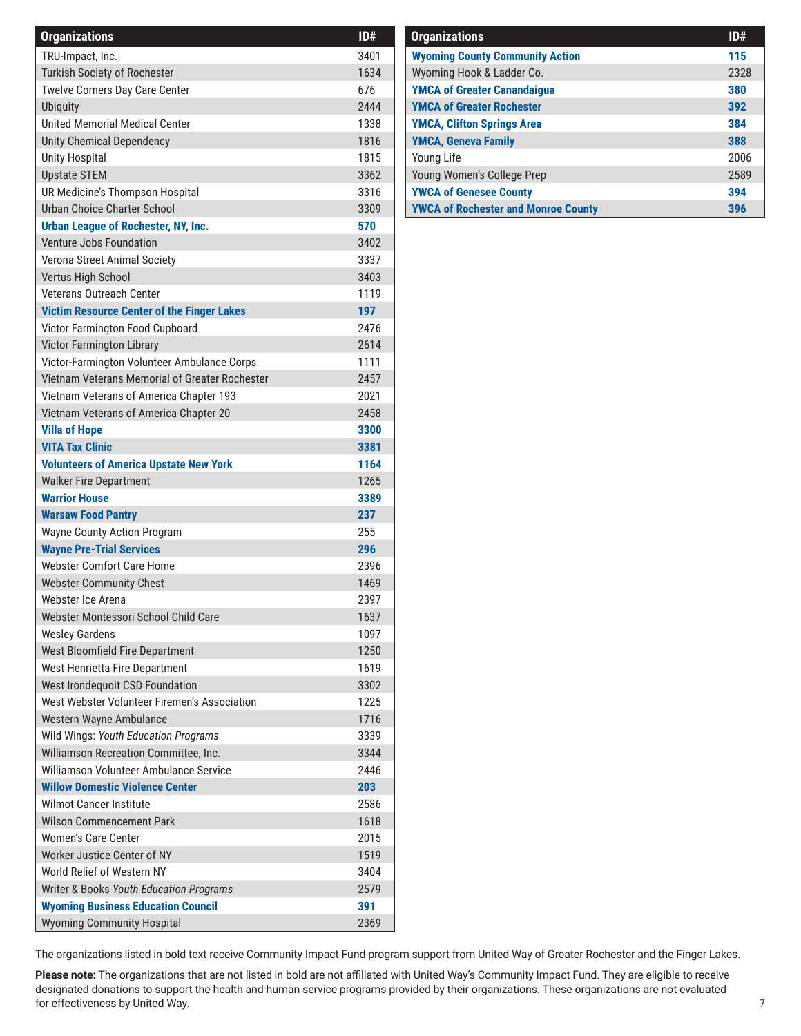| Organizations | ID# |
|---|---|
| TRU-Impact, Inc. | 3401 |
| Turkish Society of Rochester | 1634 |
| Twelve Corners Day Care Center | 676 |
| Ubiquity | 2444 |
| United Memorial Medical Center | 1338 |
| Unity Chemical Dependency | 1816 |
| Unity Hospital | 1815 |
| Upstate STEM | 3362 |
| UR Medicine's Thompson Hospital | 3316 |
| Urban Choice Charter School | 3309 |
| **Urban League of Rochester, NY, Inc.** | **570** |
| Venture Jobs Foundation | 3402 |
| Verona Street Animal Society | 3337 |
| Vertus High School | 3403 |
| Veterans Outreach Center | 1119 |
| **Victim Resource Center of the Finger Lakes** | **197** |
| Victor Farmington Food Cupboard | 2476 |
| Victor Farmington Library | 2614 |
| Victor-Farmington Volunteer Ambulance Corps | 1111 |
| Vietnam Veterans Memorial of Greater Rochester | 2457 |
| Vietnam Veterans of America Chapter 193 | 2021 |
| Vietnam Veterans of America Chapter 20 | 2458 |
| **Villa of Hope** | **3300** |
| **VITA Tax Clinic** | **3381** |
| **Volunteers of America Upstate New York** | **1164** |
| Walker Fire Department | 1265 |
| **Warrior House** | **3389** |
| **Warsaw Food Pantry** | **237** |
| Wayne County Action Program | 255 |
| **Wayne Pre-Trial Services** | **296** |
| Webster Comfort Care Home | 2396 |
| Webster Community Chest | 1469 |
| Webster Ice Arena | 2397 |
| Webster Montessori School Child Care | 1637 |
| Wesley Gardens | 1097 |
| West Bloomfield Fire Department | 1250 |
| West Henrietta Fire Department | 1619 |
| West Irondequoit CSD Foundation | 3302 |
| West Webster Volunteer Firemen's Association | 1225 |
| Western Wayne Ambulance | 1716 |
| Wild Wings: *Youth Education Programs* | 3339 |
| Williamson Recreation Committee, Inc. | 3344 |
| Williamson Volunteer Ambulance Service | 2446 |
| **Willow Domestic Violence Center** | **203** |
| Wilmot Cancer Institute | 2586 |
| Wilson Commencement Park | 1618 |
| Women's Care Center | 2015 |
| Worker Justice Center of NY | 1519 |
| World Relief of Western NY | 3404 |
| Writer & Books *Youth Education Programs* | 2579 |
| **Wyoming Business Education Council** | **391** |
| Wyoming Community Hospital | 2369 |
| **Wyoming County Community Action** | **115** |
| Wyoming Hook & Ladder Co. | 2328 |
| **YMCA of Greater Canandaigua** | **380** |
| **YMCA of Greater Rochester** | **392** |
| **YMCA, Clifton Springs Area** | **384** |
| **YMCA, Geneva Family** | **388** |
| Young Life | 2006 |
| Young Women's College Prep | 2589 |
| **YWCA of Genesee County** | **394** |
| **YWCA of Rochester and Monroe County** | **396** |

The organizations listed in bold text receive Community Impact Fund program support from United Way of Greater Rochester and the Finger Lakes.

**Please note:** The organizations that are not listed in bold are not affiliated with United Way's Community Impact Fund. They are eligible to receive designated donations to support the health and human service programs provided by their organizations. These organizations are not evaluated for effectiveness by United Way.